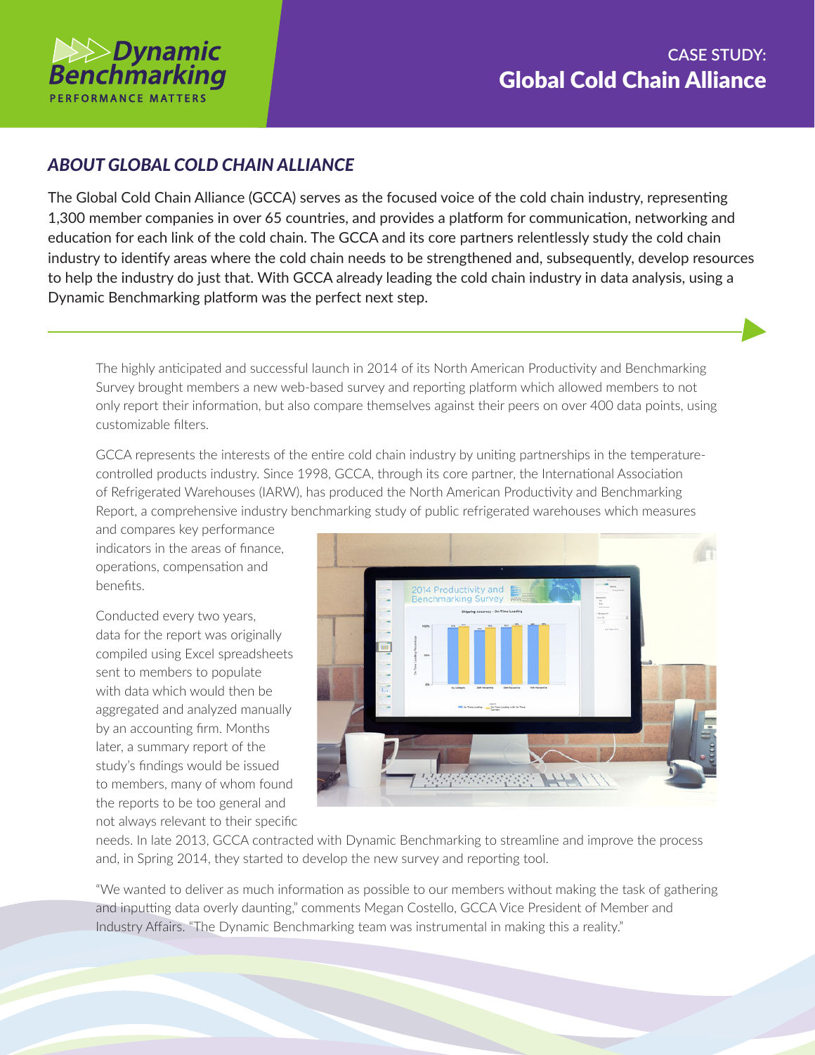Dynamic Benchmarking
PERFORMANCE MATTERS

# CASE STUDY: Global Cold Chain Alliance

## *ABOUT GLOBAL COLD CHAIN ALLIANCE*

The Global Cold Chain Alliance (GCCA) serves as the focused voice of the cold chain industry, representing 1,300 member companies in over 65 countries, and provides a platform for communication, networking and education for each link of the cold chain. The GCCA and its core partners relentlessly study the cold chain industry to identify areas where the cold chain needs to be strengthened and, subsequently, develop resources to help the industry do just that. With GCCA already leading the cold chain industry in data analysis, using a Dynamic Benchmarking platform was the perfect next step.

The highly anticipated and successful launch in 2014 of its North American Productivity and Benchmarking Survey brought members a new web-based survey and reporting platform which allowed members to not only report their information, but also compare themselves against their peers on over 400 data points, using customizable filters.

GCCA represents the interests of the entire cold chain industry by uniting partnerships in the temperature-controlled products industry. Since 1998, GCCA, through its core partner, the International Association of Refrigerated Warehouses (IARW), has produced the North American Productivity and Benchmarking Report, a comprehensive industry benchmarking study of public refrigerated warehouses which measures and compares key performance indicators in the areas of finance, operations, compensation and benefits.

Conducted every two years, data for the report was originally compiled using Excel spreadsheets sent to members to populate with data which would then be aggregated and analyzed manually by an accounting firm. Months later, a summary report of the study's findings would be issued to members, many of whom found the reports to be too general and not always relevant to their specific needs. In late 2013, GCCA contracted with Dynamic Benchmarking to streamline and improve the process and, in Spring 2014, they started to develop the new survey and reporting tool.

"We wanted to deliver as much information as possible to our members without making the task of gathering and inputting data overly daunting," comments Megan Costello, GCCA Vice President of Member and Industry Affairs. "The Dynamic Benchmarking team was instrumental in making this a reality."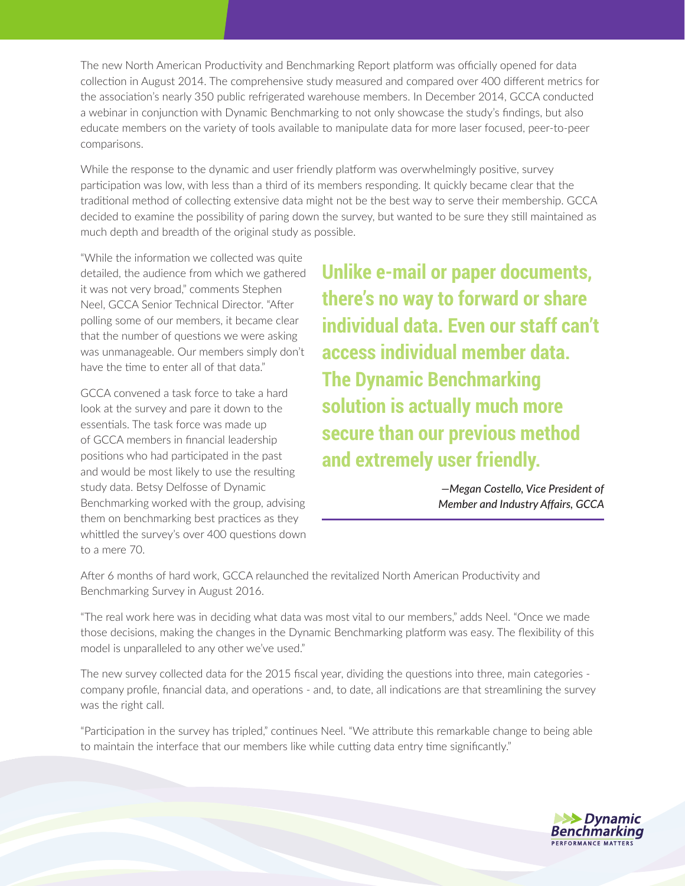The new North American Productivity and Benchmarking Report platform was officially opened for data collection in August 2014. The comprehensive study measured and compared over 400 different metrics for the association's nearly 350 public refrigerated warehouse members. In December 2014, GCCA conducted a webinar in conjunction with Dynamic Benchmarking to not only showcase the study's findings, but also educate members on the variety of tools available to manipulate data for more laser focused, peer-to-peer comparisons.

While the response to the dynamic and user friendly platform was overwhelmingly positive, survey participation was low, with less than a third of its members responding. It quickly became clear that the traditional method of collecting extensive data might not be the best way to serve their membership. GCCA decided to examine the possibility of paring down the survey, but wanted to be sure they still maintained as much depth and breadth of the original study as possible.

"While the information we collected was quite detailed, the audience from which we gathered it was not very broad," comments Stephen Neel, GCCA Senior Technical Director. "After polling some of our members, it became clear that the number of questions we were asking was unmanageable. Our members simply don't have the time to enter all of that data."

GCCA convened a task force to take a hard look at the survey and pare it down to the essentials. The task force was made up of GCCA members in financial leadership positions who had participated in the past and would be most likely to use the resulting study data. Betsy Delfosse of Dynamic Benchmarking worked with the group, advising them on benchmarking best practices as they whittled the survey's over 400 questions down to a mere 70.

**Unlike e-mail or paper documents, there's no way to forward or share individual data. Even our staff can't access individual member data. The Dynamic Benchmarking solution is actually much more secure than our previous method and extremely user friendly.**

*—Megan Costello, Vice President of Member and Industry Affairs, GCCA*

After 6 months of hard work, GCCA relaunched the revitalized North American Productivity and Benchmarking Survey in August 2016.

"The real work here was in deciding what data was most vital to our members," adds Neel. "Once we made those decisions, making the changes in the Dynamic Benchmarking platform was easy. The flexibility of this model is unparalleled to any other we've used."

The new survey collected data for the 2015 fiscal year, dividing the questions into three, main categories - company profile, financial data, and operations - and, to date, all indications are that streamlining the survey was the right call.

"Participation in the survey has tripled," continues Neel. "We attribute this remarkable change to being able to maintain the interface that our members like while cutting data entry time significantly."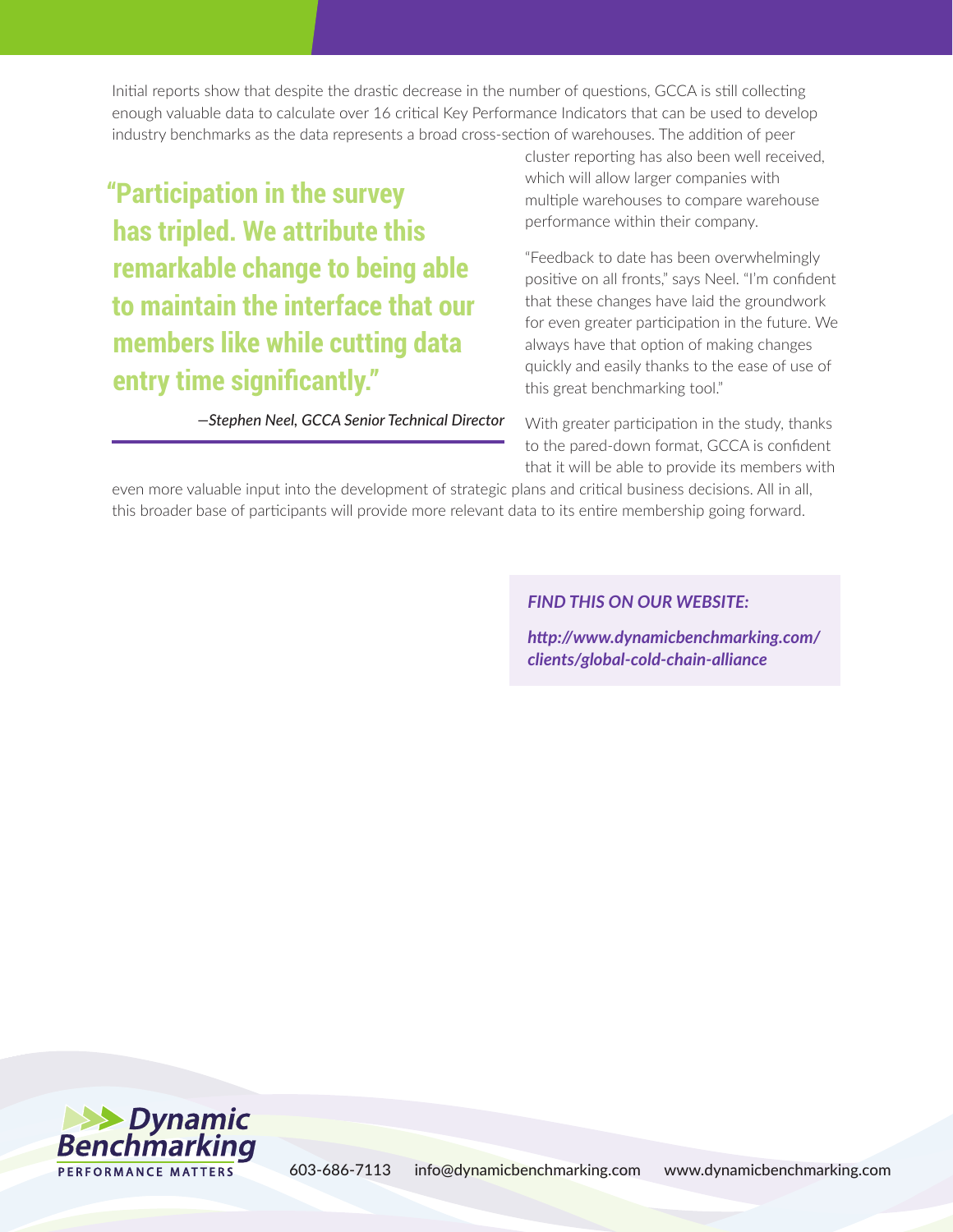Initial reports show that despite the drastic decrease in the number of questions, GCCA is still collecting enough valuable data to calculate over 16 critical Key Performance Indicators that can be used to develop industry benchmarks as the data represents a broad cross-section of warehouses. The addition of peer cluster reporting has also been well received, which will allow larger companies with multiple warehouses to compare warehouse performance within their company.

> **"Participation in the survey has tripled. We attribute this remarkable change to being able to maintain the interface that our members like while cutting data entry time significantly."**
>
> *—Stephen Neel, GCCA Senior Technical Director*

"Feedback to date has been overwhelmingly positive on all fronts," says Neel. "I'm confident that these changes have laid the groundwork for even greater participation in the future. We always have that option of making changes quickly and easily thanks to the ease of use of this great benchmarking tool."

With greater participation in the study, thanks to the pared-down format, GCCA is confident that it will be able to provide its members with even more valuable input into the development of strategic plans and critical business decisions. All in all, this broader base of participants will provide more relevant data to its entire membership going forward.

***FIND THIS ON OUR WEBSITE:***

***http://www.dynamicbenchmarking.com/clients/global-cold-chain-alliance***

Dynamic Benchmarking
PERFORMANCE MATTERS

603-686-7113 info@dynamicbenchmarking.com www.dynamicbenchmarking.com